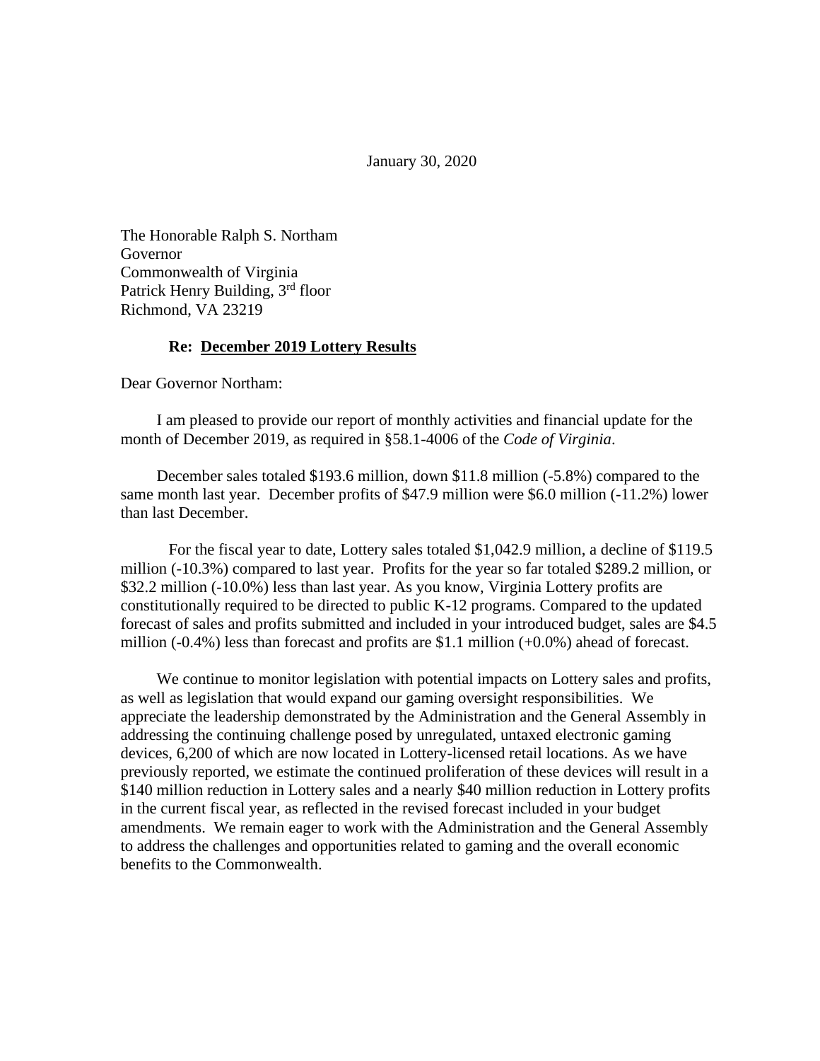January 30, 2020

The Honorable Ralph S. Northam
Governor
Commonwealth of Virginia
Patrick Henry Building, 3rd floor
Richmond, VA 23219

**Re: December 2019 Lottery Results**

Dear Governor Northam:

I am pleased to provide our report of monthly activities and financial update for the month of December 2019, as required in §58.1-4006 of the *Code of Virginia*.

December sales totaled $193.6 million, down $11.8 million (-5.8%) compared to the same month last year. December profits of $47.9 million were $6.0 million (-11.2%) lower than last December.

For the fiscal year to date, Lottery sales totaled $1,042.9 million, a decline of $119.5 million (-10.3%) compared to last year. Profits for the year so far totaled $289.2 million, or $32.2 million (-10.0%) less than last year. As you know, Virginia Lottery profits are constitutionally required to be directed to public K-12 programs. Compared to the updated forecast of sales and profits submitted and included in your introduced budget, sales are $4.5 million (-0.4%) less than forecast and profits are $1.1 million (+0.0%) ahead of forecast.

We continue to monitor legislation with potential impacts on Lottery sales and profits, as well as legislation that would expand our gaming oversight responsibilities. We appreciate the leadership demonstrated by the Administration and the General Assembly in addressing the continuing challenge posed by unregulated, untaxed electronic gaming devices, 6,200 of which are now located in Lottery-licensed retail locations. As we have previously reported, we estimate the continued proliferation of these devices will result in a $140 million reduction in Lottery sales and a nearly $40 million reduction in Lottery profits in the current fiscal year, as reflected in the revised forecast included in your budget amendments. We remain eager to work with the Administration and the General Assembly to address the challenges and opportunities related to gaming and the overall economic benefits to the Commonwealth.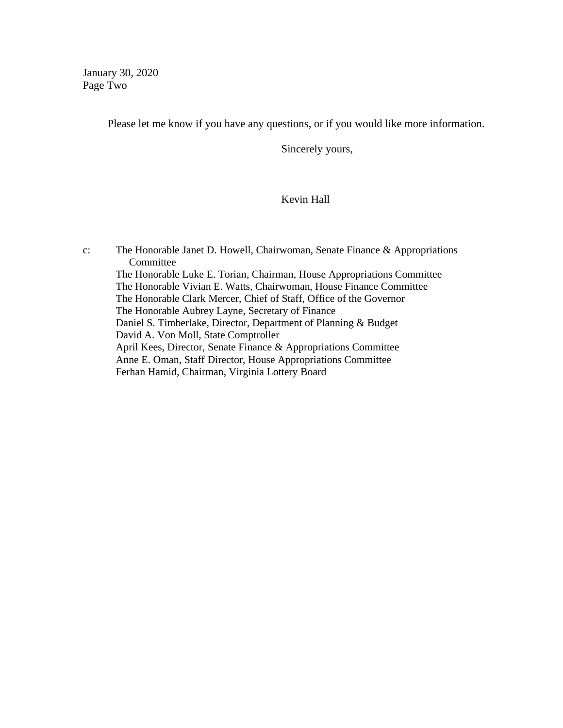January 30, 2020
Page Two

Please let me know if you have any questions, or if you would like more information.

Sincerely yours,

Kevin Hall

c: The Honorable Janet D. Howell, Chairwoman, Senate Finance & Appropriations Committee
The Honorable Luke E. Torian, Chairman, House Appropriations Committee
The Honorable Vivian E. Watts, Chairwoman, House Finance Committee
The Honorable Clark Mercer, Chief of Staff, Office of the Governor
The Honorable Aubrey Layne, Secretary of Finance
Daniel S. Timberlake, Director, Department of Planning & Budget
David A. Von Moll, State Comptroller
April Kees, Director, Senate Finance & Appropriations Committee
Anne E. Oman, Staff Director, House Appropriations Committee
Ferhan Hamid, Chairman, Virginia Lottery Board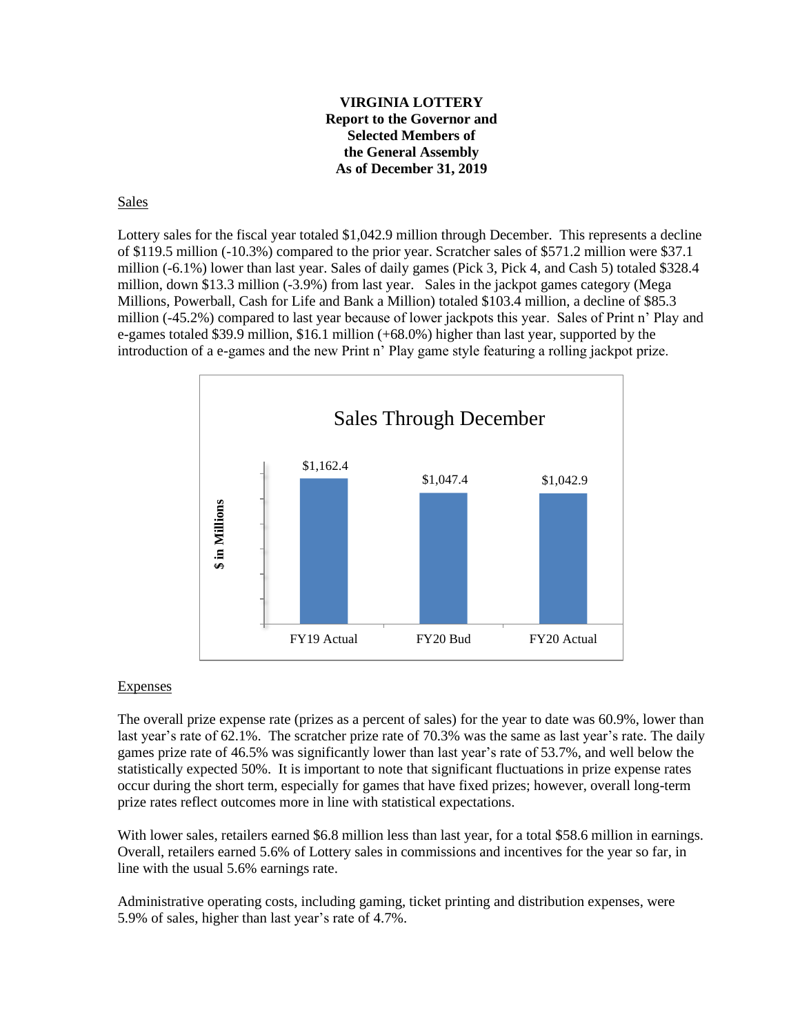**VIRGINIA LOTTERY**
**Report to the Governor and**
**Selected Members of**
**the General Assembly**
**As of December 31, 2019**

## Sales

Lottery sales for the fiscal year totaled $1,042.9 million through December. This represents a decline of $119.5 million (-10.3%) compared to the prior year. Scratcher sales of $571.2 million were $37.1 million (-6.1%) lower than last year. Sales of daily games (Pick 3, Pick 4, and Cash 5) totaled $328.4 million, down $13.3 million (-3.9%) from last year. Sales in the jackpot games category (Mega Millions, Powerball, Cash for Life and Bank a Million) totaled $103.4 million, a decline of $85.3 million (-45.2%) compared to last year because of lower jackpots this year. Sales of Print n' Play and e-games totaled $39.9 million, $16.1 million (+68.0%) higher than last year, supported by the introduction of a e-games and the new Print n' Play game style featuring a rolling jackpot prize.

**Sales Through December**

| $ in Millions | FY19 Actual | FY20 Bud | FY20 Actual |
|---|---|---|---|
| Sales | $1,162.4 | $1,047.4 | $1,042.9 |

## Expenses

The overall prize expense rate (prizes as a percent of sales) for the year to date was 60.9%, lower than last year's rate of 62.1%. The scratcher prize rate of 70.3% was the same as last year's rate. The daily games prize rate of 46.5% was significantly lower than last year's rate of 53.7%, and well below the statistically expected 50%. It is important to note that significant fluctuations in prize expense rates occur during the short term, especially for games that have fixed prizes; however, overall long-term prize rates reflect outcomes more in line with statistical expectations.

With lower sales, retailers earned $6.8 million less than last year, for a total $58.6 million in earnings. Overall, retailers earned 5.6% of Lottery sales in commissions and incentives for the year so far, in line with the usual 5.6% earnings rate.

Administrative operating costs, including gaming, ticket printing and distribution expenses, were 5.9% of sales, higher than last year's rate of 4.7%.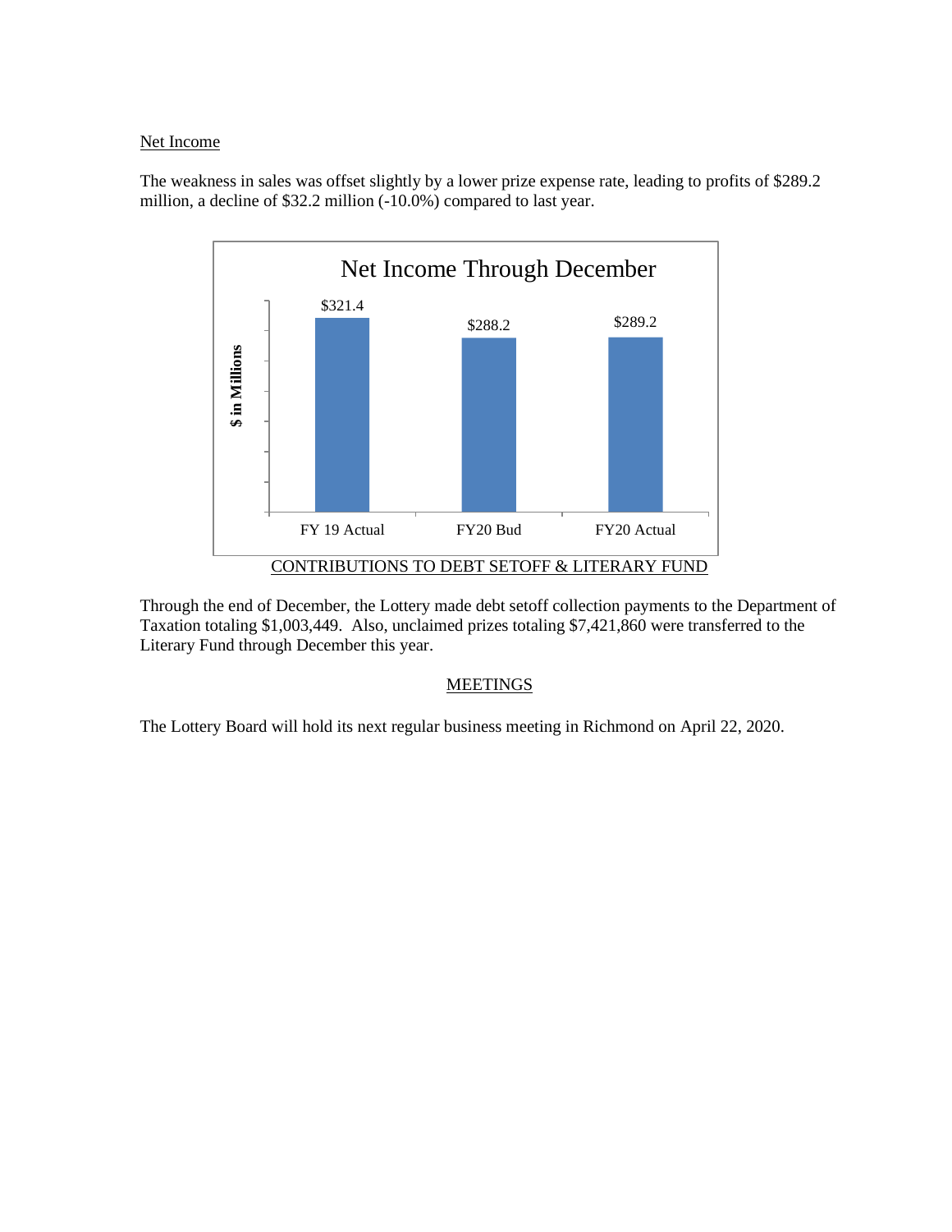Net Income

The weakness in sales was offset slightly by a lower prize expense rate, leading to profits of $289.2 million, a decline of $32.2 million (-10.0%) compared to last year.

Net Income Through December

$ in Millions

$321.4
$288.2
$289.2

FY 19 Actual
FY20 Bud
FY20 Actual

CONTRIBUTIONS TO DEBT SETOFF & LITERARY FUND

Through the end of December, the Lottery made debt setoff collection payments to the Department of Taxation totaling $1,003,449. Also, unclaimed prizes totaling $7,421,860 were transferred to the Literary Fund through December this year.

MEETINGS

The Lottery Board will hold its next regular business meeting in Richmond on April 22, 2020.